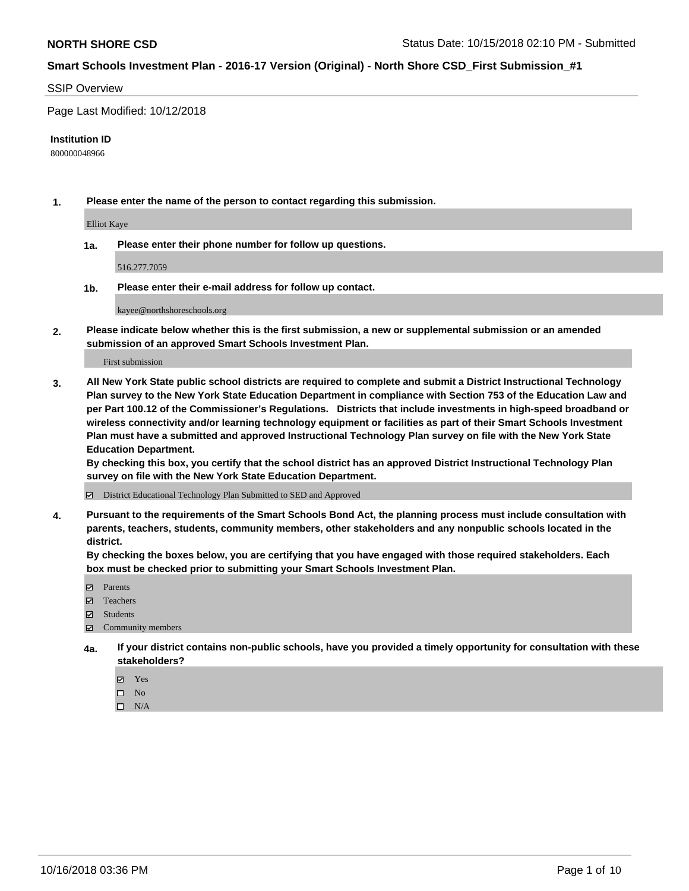**NORTH SHORE CSD** Status Date: 10/15/2018 02:10 PM - Submitted

**Smart Schools Investment Plan - 2016-17 Version (Original) - North Shore CSD_First Submission_#1**

SSIP Overview

Page Last Modified: 10/12/2018

**Institution ID**

800000048966

**1. Please enter the name of the person to contact regarding this submission.**

Elliot Kaye

**1a. Please enter their phone number for follow up questions.**

516.277.7059

**1b. Please enter their e-mail address for follow up contact.**

kayee@northshoreschools.org

**2. Please indicate below whether this is the first submission, a new or supplemental submission or an amended submission of an approved Smart Schools Investment Plan.**

First submission

**3. All New York State public school districts are required to complete and submit a District Instructional Technology Plan survey to the New York State Education Department in compliance with Section 753 of the Education Law and per Part 100.12 of the Commissioner's Regulations. Districts that include investments in high-speed broadband or wireless connectivity and/or learning technology equipment or facilities as part of their Smart Schools Investment Plan must have a submitted and approved Instructional Technology Plan survey on file with the New York State Education Department.**
**By checking this box, you certify that the school district has an approved District Instructional Technology Plan survey on file with the New York State Education Department.**

☑ District Educational Technology Plan Submitted to SED and Approved

**4. Pursuant to the requirements of the Smart Schools Bond Act, the planning process must include consultation with parents, teachers, students, community members, other stakeholders and any nonpublic schools located in the district.**
**By checking the boxes below, you are certifying that you have engaged with those required stakeholders. Each box must be checked prior to submitting your Smart Schools Investment Plan.**

☑ Parents
☑ Teachers
☑ Students
☑ Community members

**4a. If your district contains non-public schools, have you provided a timely opportunity for consultation with these stakeholders?**

☑ Yes
☐ No
☐ N/A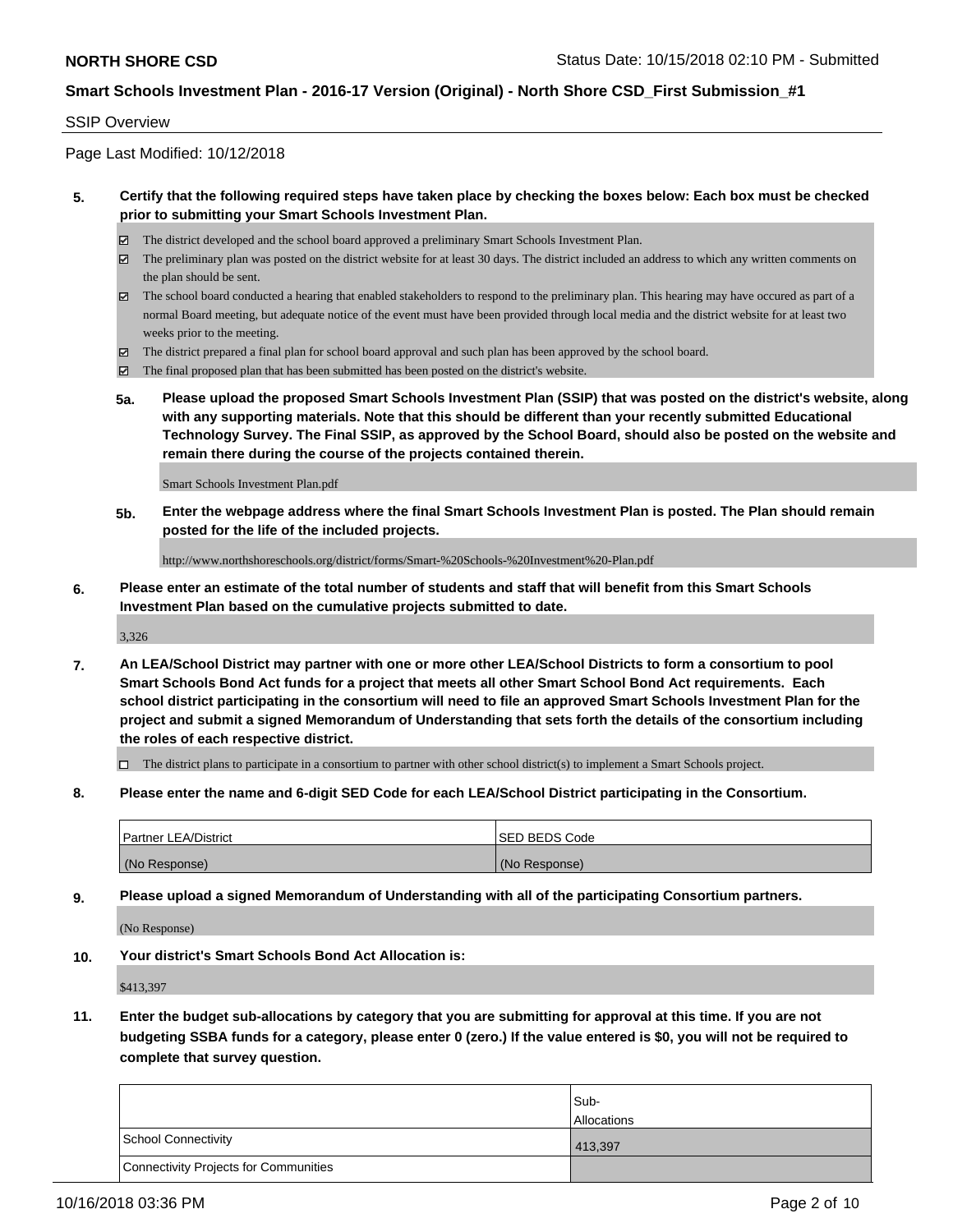## SSIP Overview

Page Last Modified: 10/12/2018

**5. Certify that the following required steps have taken place by checking the boxes below: Each box must be checked prior to submitting your Smart Schools Investment Plan.**

- ☑ The district developed and the school board approved a preliminary Smart Schools Investment Plan.
- ☑ The preliminary plan was posted on the district website for at least 30 days. The district included an address to which any written comments on the plan should be sent.
- ☑ The school board conducted a hearing that enabled stakeholders to respond to the preliminary plan. This hearing may have occured as part of a normal Board meeting, but adequate notice of the event must have been provided through local media and the district website for at least two weeks prior to the meeting.
- ☑ The district prepared a final plan for school board approval and such plan has been approved by the school board.
- ☑ The final proposed plan that has been submitted has been posted on the district's website.

**5a. Please upload the proposed Smart Schools Investment Plan (SSIP) that was posted on the district's website, along with any supporting materials. Note that this should be different than your recently submitted Educational Technology Survey. The Final SSIP, as approved by the School Board, should also be posted on the website and remain there during the course of the projects contained therein.**

Smart Schools Investment Plan.pdf

**5b. Enter the webpage address where the final Smart Schools Investment Plan is posted. The Plan should remain posted for the life of the included projects.**

http://www.northshoreschools.org/district/forms/Smart-%20Schools-%20Investment%20-Plan.pdf

**6. Please enter an estimate of the total number of students and staff that will benefit from this Smart Schools Investment Plan based on the cumulative projects submitted to date.**

3,326

**7. An LEA/School District may partner with one or more other LEA/School Districts to form a consortium to pool Smart Schools Bond Act funds for a project that meets all other Smart School Bond Act requirements. Each school district participating in the consortium will need to file an approved Smart Schools Investment Plan for the project and submit a signed Memorandum of Understanding that sets forth the details of the consortium including the roles of each respective district.**

- ☐ The district plans to participate in a consortium to partner with other school district(s) to implement a Smart Schools project.

**8. Please enter the name and 6-digit SED Code for each LEA/School District participating in the Consortium.**

| Partner LEA/District | SED BEDS Code |
|---|---|
| (No Response) | (No Response) |

**9. Please upload a signed Memorandum of Understanding with all of the participating Consortium partners.**

(No Response)

**10. Your district's Smart Schools Bond Act Allocation is:**

$413,397

**11. Enter the budget sub-allocations by category that you are submitting for approval at this time. If you are not budgeting SSBA funds for a category, please enter 0 (zero.) If the value entered is $0, you will not be required to complete that survey question.**

| | Sub-Allocations |
|---|---|
| School Connectivity | 413,397 |
| Connectivity Projects for Communities | |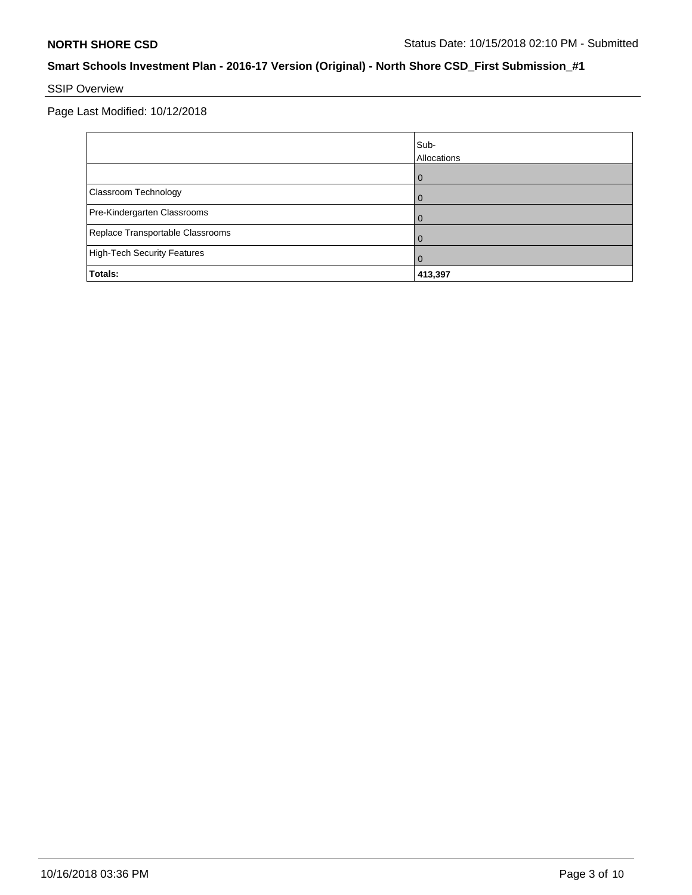SSIP Overview

Page Last Modified: 10/12/2018

| | Sub-Allocations |
|---|---|
| | 0 |
| Classroom Technology | 0 |
| Pre-Kindergarten Classrooms | 0 |
| Replace Transportable Classrooms | 0 |
| High-Tech Security Features | 0 |
| **Totals:** | **413,397** |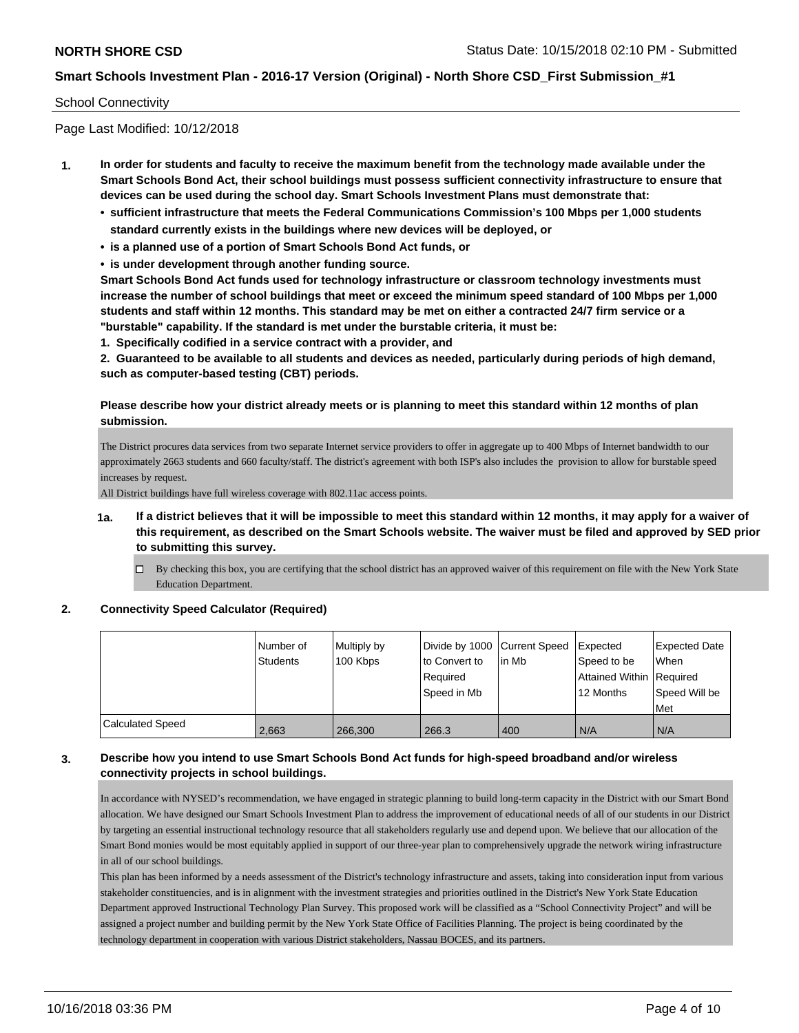**NORTH SHORE CSD** Status Date: 10/15/2018 02:10 PM - Submitted

**Smart Schools Investment Plan - 2016-17 Version (Original) - North Shore CSD_First Submission_#1**

School Connectivity

Page Last Modified: 10/12/2018

**1. In order for students and faculty to receive the maximum benefit from the technology made available under the Smart Schools Bond Act, their school buildings must possess sufficient connectivity infrastructure to ensure that devices can be used during the school day. Smart Schools Investment Plans must demonstrate that:**

- **sufficient infrastructure that meets the Federal Communications Commission's 100 Mbps per 1,000 students standard currently exists in the buildings where new devices will be deployed, or**
- **is a planned use of a portion of Smart Schools Bond Act funds, or**
- **is under development through another funding source.**

**Smart Schools Bond Act funds used for technology infrastructure or classroom technology investments must increase the number of school buildings that meet or exceed the minimum speed standard of 100 Mbps per 1,000 students and staff within 12 months. This standard may be met on either a contracted 24/7 firm service or a "burstable" capability. If the standard is met under the burstable criteria, it must be:**

**1. Specifically codified in a service contract with a provider, and**

**2. Guaranteed to be available to all students and devices as needed, particularly during periods of high demand, such as computer-based testing (CBT) periods.**

**Please describe how your district already meets or is planning to meet this standard within 12 months of plan submission.**

The District procures data services from two separate Internet service providers to offer in aggregate up to 400 Mbps of Internet bandwidth to our approximately 2663 students and 660 faculty/staff. The district's agreement with both ISP's also includes the provision to allow for burstable speed increases by request.
All District buildings have full wireless coverage with 802.11ac access points.

**1a. If a district believes that it will be impossible to meet this standard within 12 months, it may apply for a waiver of this requirement, as described on the Smart Schools website. The waiver must be filed and approved by SED prior to submitting this survey.**

☐ By checking this box, you are certifying that the school district has an approved waiver of this requirement on file with the New York State Education Department.

**2. Connectivity Speed Calculator (Required)**

| | Number of Students | Multiply by 100 Kbps | Divide by 1000 to Convert to Required Speed in Mb | Current Speed in Mb | Expected Speed to be Attained Within 12 Months | Expected Date When Required Speed Will be Met |
|---|---|---|---|---|---|---|
| Calculated Speed | 2,663 | 266,300 | 266.3 | 400 | N/A | N/A |

**3. Describe how you intend to use Smart Schools Bond Act funds for high-speed broadband and/or wireless connectivity projects in school buildings.**

In accordance with NYSED's recommendation, we have engaged in strategic planning to build long-term capacity in the District with our Smart Bond allocation. We have designed our Smart Schools Investment Plan to address the improvement of educational needs of all of our students in our District by targeting an essential instructional technology resource that all stakeholders regularly use and depend upon. We believe that our allocation of the Smart Bond monies would be most equitably applied in support of our three-year plan to comprehensively upgrade the network wiring infrastructure in all of our school buildings.
This plan has been informed by a needs assessment of the District's technology infrastructure and assets, taking into consideration input from various stakeholder constituencies, and is in alignment with the investment strategies and priorities outlined in the District's New York State Education Department approved Instructional Technology Plan Survey. This proposed work will be classified as a "School Connectivity Project" and will be assigned a project number and building permit by the New York State Office of Facilities Planning. The project is being coordinated by the technology department in cooperation with various District stakeholders, Nassau BOCES, and its partners.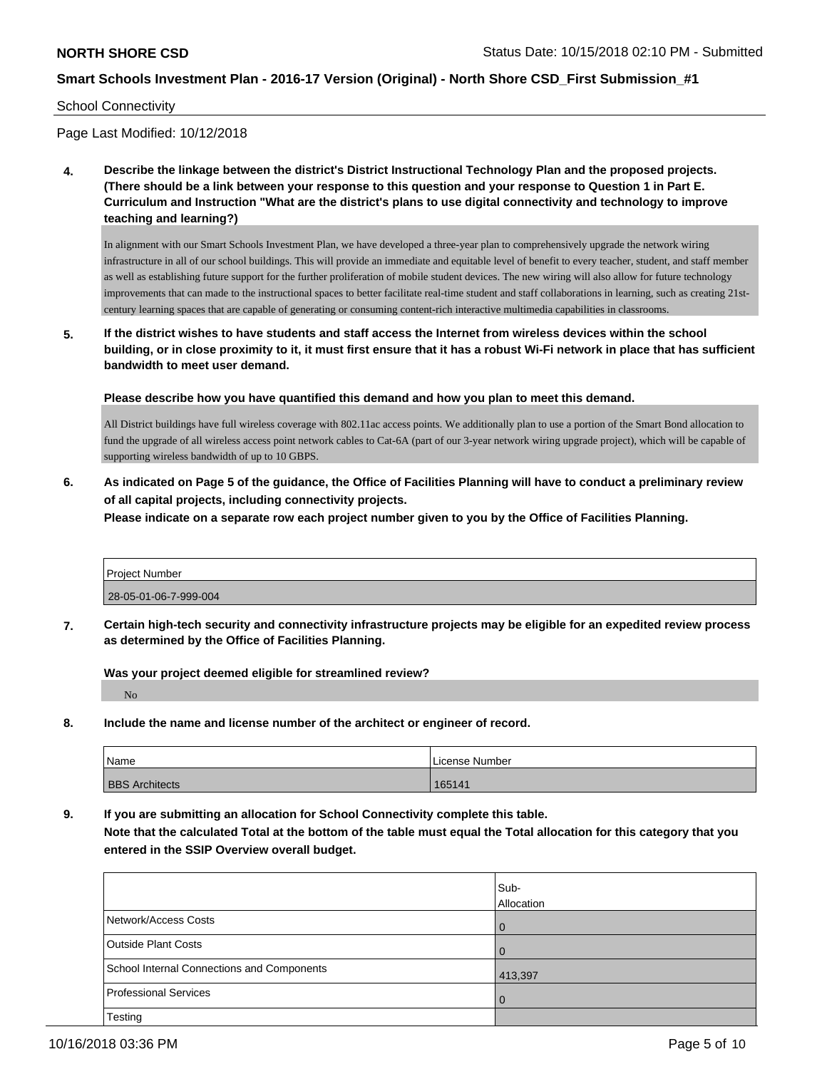School Connectivity

Page Last Modified: 10/12/2018

**4. Describe the linkage between the district's District Instructional Technology Plan and the proposed projects. (There should be a link between your response to this question and your response to Question 1 in Part E. Curriculum and Instruction "What are the district's plans to use digital connectivity and technology to improve teaching and learning?)**

In alignment with our Smart Schools Investment Plan, we have developed a three-year plan to comprehensively upgrade the network wiring infrastructure in all of our school buildings. This will provide an immediate and equitable level of benefit to every teacher, student, and staff member as well as establishing future support for the further proliferation of mobile student devices. The new wiring will also allow for future technology improvements that can made to the instructional spaces to better facilitate real-time student and staff collaborations in learning, such as creating 21st-century learning spaces that are capable of generating or consuming content-rich interactive multimedia capabilities in classrooms.

**5. If the district wishes to have students and staff access the Internet from wireless devices within the school building, or in close proximity to it, it must first ensure that it has a robust Wi-Fi network in place that has sufficient bandwidth to meet user demand.**

**Please describe how you have quantified this demand and how you plan to meet this demand.**

All District buildings have full wireless coverage with 802.11ac access points. We additionally plan to use a portion of the Smart Bond allocation to fund the upgrade of all wireless access point network cables to Cat-6A (part of our 3-year network wiring upgrade project), which will be capable of supporting wireless bandwidth of up to 10 GBPS.

**6. As indicated on Page 5 of the guidance, the Office of Facilities Planning will have to conduct a preliminary review of all capital projects, including connectivity projects.**
**Please indicate on a separate row each project number given to you by the Office of Facilities Planning.**

| Project Number |
| --- |
| 28-05-01-06-7-999-004 |

**7. Certain high-tech security and connectivity infrastructure projects may be eligible for an expedited review process as determined by the Office of Facilities Planning.**

**Was your project deemed eligible for streamlined review?**

No

**8. Include the name and license number of the architect or engineer of record.**

| Name | License Number |
| --- | --- |
| BBS Architects | 165141 |

**9. If you are submitting an allocation for School Connectivity complete this table.**
**Note that the calculated Total at the bottom of the table must equal the Total allocation for this category that you entered in the SSIP Overview overall budget.**

| | Sub-Allocation |
| --- | --- |
| Network/Access Costs | 0 |
| Outside Plant Costs | 0 |
| School Internal Connections and Components | 413,397 |
| Professional Services | 0 |
| Testing | |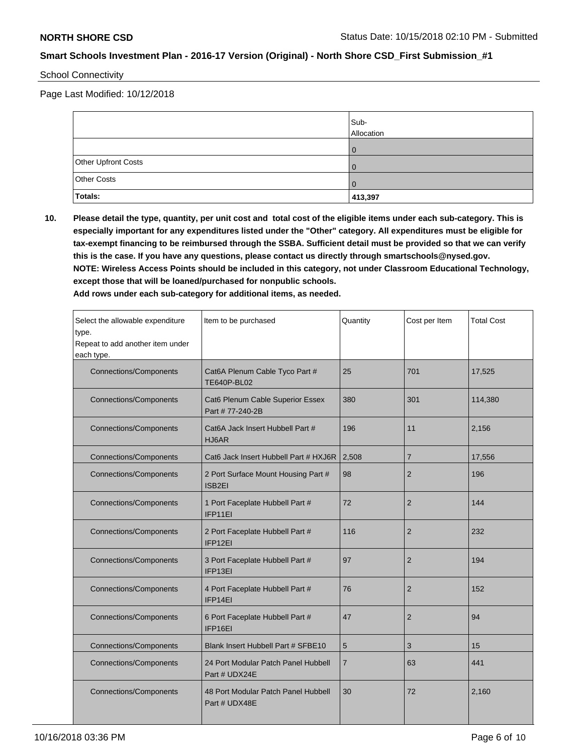**NORTH SHORE CSD** Status Date: 10/15/2018 02:10 PM - Submitted

**Smart Schools Investment Plan - 2016-17 Version (Original) - North Shore CSD_First Submission_#1**

School Connectivity

Page Last Modified: 10/12/2018

| | Sub-Allocation |
|---|---|
| | 0 |
| Other Upfront Costs | 0 |
| Other Costs | 0 |
| **Totals:** | **413,397** |

**10. Please detail the type, quantity, per unit cost and total cost of the eligible items under each sub-category. This is especially important for any expenditures listed under the "Other" category. All expenditures must be eligible for tax-exempt financing to be reimbursed through the SSBA. Sufficient detail must be provided so that we can verify this is the case. If you have any questions, please contact us directly through smartschools@nysed.gov.**
**NOTE: Wireless Access Points should be included in this category, not under Classroom Educational Technology, except those that will be loaned/purchased for nonpublic schools.**
**Add rows under each sub-category for additional items, as needed.**

| Select the allowable expenditure type. Repeat to add another item under each type. | Item to be purchased | Quantity | Cost per Item | Total Cost |
|---|---|---|---|---|
| Connections/Components | Cat6A Plenum Cable Tyco Part # TE640P-BL02 | 25 | 701 | 17,525 |
| Connections/Components | Cat6 Plenum Cable Superior Essex Part # 77-240-2B | 380 | 301 | 114,380 |
| Connections/Components | Cat6A Jack Insert Hubbell Part # HJ6AR | 196 | 11 | 2,156 |
| Connections/Components | Cat6 Jack Insert Hubbell Part # HXJ6R | 2,508 | 7 | 17,556 |
| Connections/Components | 2 Port Surface Mount Housing Part # ISB2EI | 98 | 2 | 196 |
| Connections/Components | 1 Port Faceplate Hubbell Part # IFP11EI | 72 | 2 | 144 |
| Connections/Components | 2 Port Faceplate Hubbell Part # IFP12EI | 116 | 2 | 232 |
| Connections/Components | 3 Port Faceplate Hubbell Part # IFP13EI | 97 | 2 | 194 |
| Connections/Components | 4 Port Faceplate Hubbell Part # IFP14EI | 76 | 2 | 152 |
| Connections/Components | 6 Port Faceplate Hubbell Part # IFP16EI | 47 | 2 | 94 |
| Connections/Components | Blank Insert Hubbell Part # SFBE10 | 5 | 3 | 15 |
| Connections/Components | 24 Port Modular Patch Panel Hubbell Part # UDX24E | 7 | 63 | 441 |
| Connections/Components | 48 Port Modular Patch Panel Hubbell Part # UDX48E | 30 | 72 | 2,160 |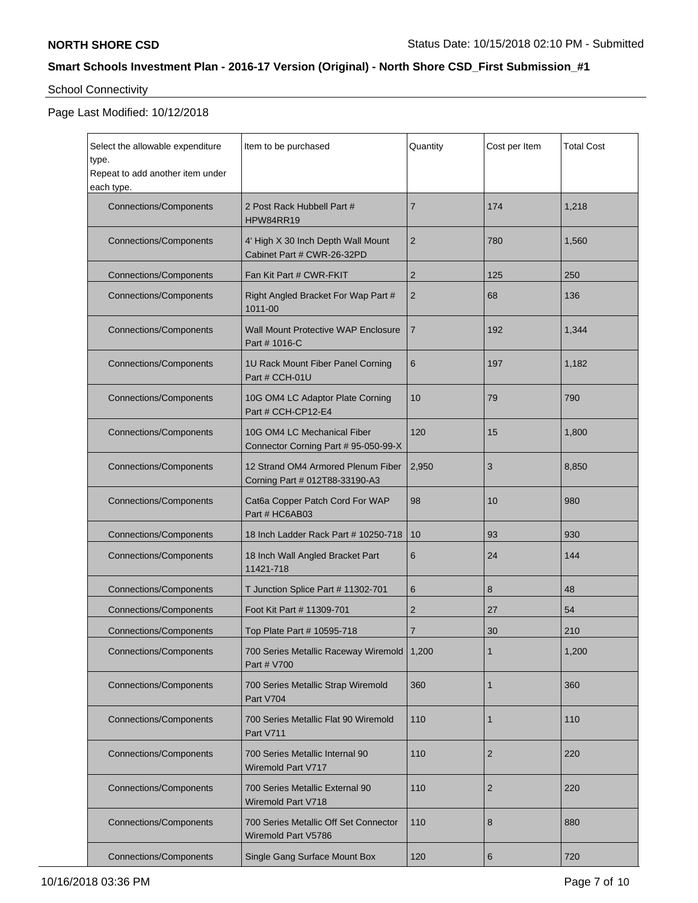**NORTH SHORE CSD** Status Date: 10/15/2018 02:10 PM - Submitted

**Smart Schools Investment Plan - 2016-17 Version (Original) - North Shore CSD_First Submission_#1**

School Connectivity

Page Last Modified: 10/12/2018

| Select the allowable expenditure type. Repeat to add another item under each type. | Item to be purchased | Quantity | Cost per Item | Total Cost |
|---|---|---|---|---|
| Connections/Components | 2 Post Rack Hubbell Part # HPW84RR19 | 7 | 174 | 1,218 |
| Connections/Components | 4' High X 30 Inch Depth Wall Mount Cabinet Part # CWR-26-32PD | 2 | 780 | 1,560 |
| Connections/Components | Fan Kit Part # CWR-FKIT | 2 | 125 | 250 |
| Connections/Components | Right Angled Bracket For Wap Part # 1011-00 | 2 | 68 | 136 |
| Connections/Components | Wall Mount Protective WAP Enclosure Part # 1016-C | 7 | 192 | 1,344 |
| Connections/Components | 1U Rack Mount Fiber Panel Corning Part # CCH-01U | 6 | 197 | 1,182 |
| Connections/Components | 10G OM4 LC Adaptor Plate Corning Part # CCH-CP12-E4 | 10 | 79 | 790 |
| Connections/Components | 10G OM4 LC Mechanical Fiber Connector Corning Part # 95-050-99-X | 120 | 15 | 1,800 |
| Connections/Components | 12 Strand OM4 Armored Plenum Fiber Corning Part # 012T88-33190-A3 | 2,950 | 3 | 8,850 |
| Connections/Components | Cat6a Copper Patch Cord For WAP Part # HC6AB03 | 98 | 10 | 980 |
| Connections/Components | 18 Inch Ladder Rack Part # 10250-718 | 10 | 93 | 930 |
| Connections/Components | 18 Inch Wall Angled Bracket Part 11421-718 | 6 | 24 | 144 |
| Connections/Components | T Junction Splice Part # 11302-701 | 6 | 8 | 48 |
| Connections/Components | Foot Kit Part # 11309-701 | 2 | 27 | 54 |
| Connections/Components | Top Plate Part # 10595-718 | 7 | 30 | 210 |
| Connections/Components | 700 Series Metallic Raceway Wiremold Part # V700 | 1,200 | 1 | 1,200 |
| Connections/Components | 700 Series Metallic Strap Wiremold Part V704 | 360 | 1 | 360 |
| Connections/Components | 700 Series Metallic Flat 90 Wiremold Part V711 | 110 | 1 | 110 |
| Connections/Components | 700 Series Metallic Internal 90 Wiremold Part V717 | 110 | 2 | 220 |
| Connections/Components | 700 Series Metallic External 90 Wiremold Part V718 | 110 | 2 | 220 |
| Connections/Components | 700 Series Metallic Off Set Connector Wiremold Part V5786 | 110 | 8 | 880 |
| Connections/Components | Single Gang Surface Mount Box | 120 | 6 | 720 |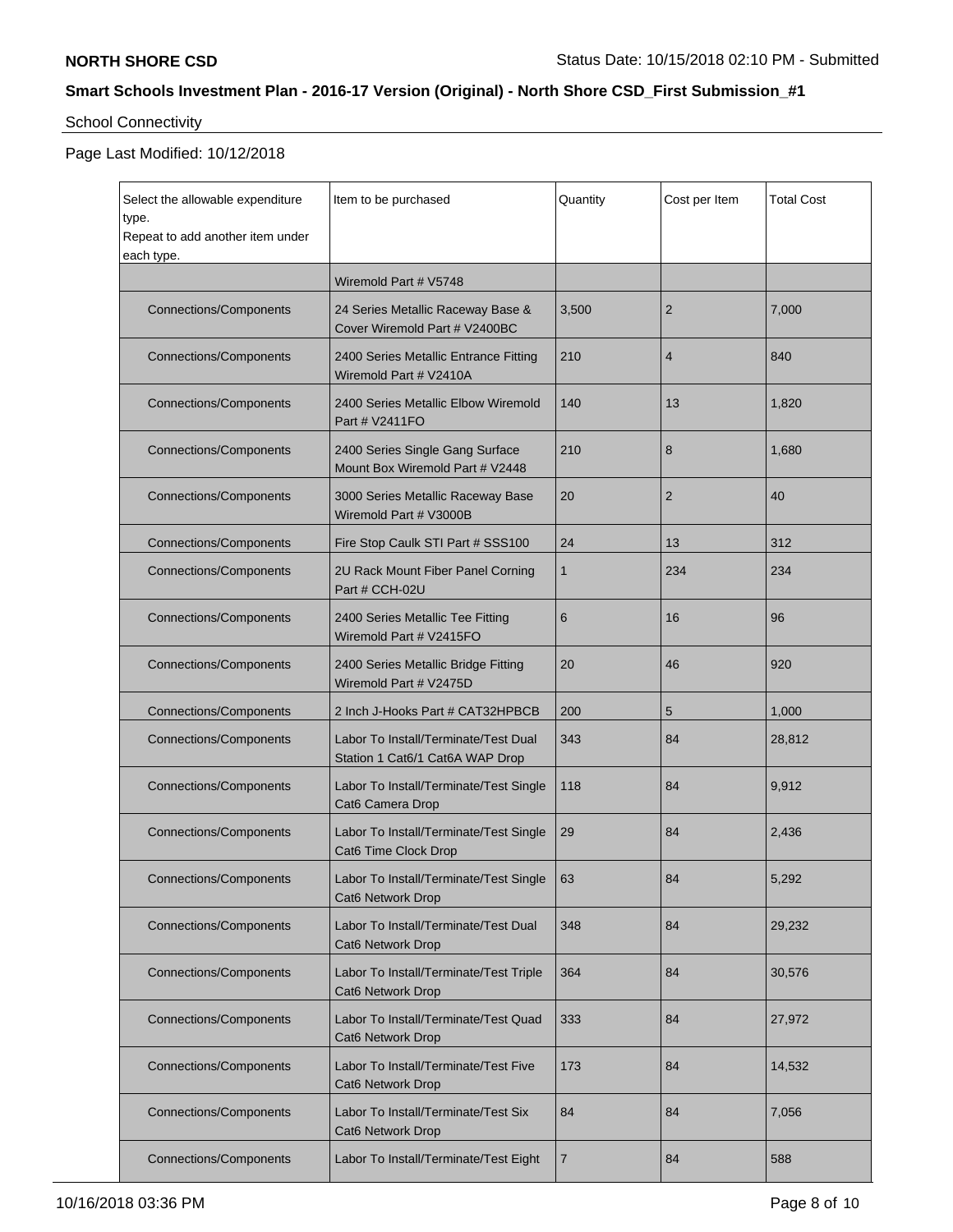**NORTH SHORE CSD**

Status Date: 10/15/2018 02:10 PM - Submitted

## Smart Schools Investment Plan - 2016-17 Version (Original) - North Shore CSD_First Submission_#1

School Connectivity

Page Last Modified: 10/12/2018

| Select the allowable expenditure type. Repeat to add another item under each type. | Item to be purchased | Quantity | Cost per Item | Total Cost |
|---|---|---|---|---|
| | Wiremold Part # V5748 | | | |
| Connections/Components | 24 Series Metallic Raceway Base & Cover Wiremold Part # V2400BC | 3,500 | 2 | 7,000 |
| Connections/Components | 2400 Series Metallic Entrance Fitting Wiremold Part # V2410A | 210 | 4 | 840 |
| Connections/Components | 2400 Series Metallic Elbow Wiremold Part # V2411FO | 140 | 13 | 1,820 |
| Connections/Components | 2400 Series Single Gang Surface Mount Box Wiremold Part # V2448 | 210 | 8 | 1,680 |
| Connections/Components | 3000 Series Metallic Raceway Base Wiremold Part # V3000B | 20 | 2 | 40 |
| Connections/Components | Fire Stop Caulk STI Part # SSS100 | 24 | 13 | 312 |
| Connections/Components | 2U Rack Mount Fiber Panel Corning Part # CCH-02U | 1 | 234 | 234 |
| Connections/Components | 2400 Series Metallic Tee Fitting Wiremold Part # V2415FO | 6 | 16 | 96 |
| Connections/Components | 2400 Series Metallic Bridge Fitting Wiremold Part # V2475D | 20 | 46 | 920 |
| Connections/Components | 2 Inch J-Hooks Part # CAT32HPBCB | 200 | 5 | 1,000 |
| Connections/Components | Labor To Install/Terminate/Test Dual Station 1 Cat6/1 Cat6A WAP Drop | 343 | 84 | 28,812 |
| Connections/Components | Labor To Install/Terminate/Test Single Cat6 Camera Drop | 118 | 84 | 9,912 |
| Connections/Components | Labor To Install/Terminate/Test Single Cat6 Time Clock Drop | 29 | 84 | 2,436 |
| Connections/Components | Labor To Install/Terminate/Test Single Cat6 Network Drop | 63 | 84 | 5,292 |
| Connections/Components | Labor To Install/Terminate/Test Dual Cat6 Network Drop | 348 | 84 | 29,232 |
| Connections/Components | Labor To Install/Terminate/Test Triple Cat6 Network Drop | 364 | 84 | 30,576 |
| Connections/Components | Labor To Install/Terminate/Test Quad Cat6 Network Drop | 333 | 84 | 27,972 |
| Connections/Components | Labor To Install/Terminate/Test Five Cat6 Network Drop | 173 | 84 | 14,532 |
| Connections/Components | Labor To Install/Terminate/Test Six Cat6 Network Drop | 84 | 84 | 7,056 |
| Connections/Components | Labor To Install/Terminate/Test Eight | 7 | 84 | 588 |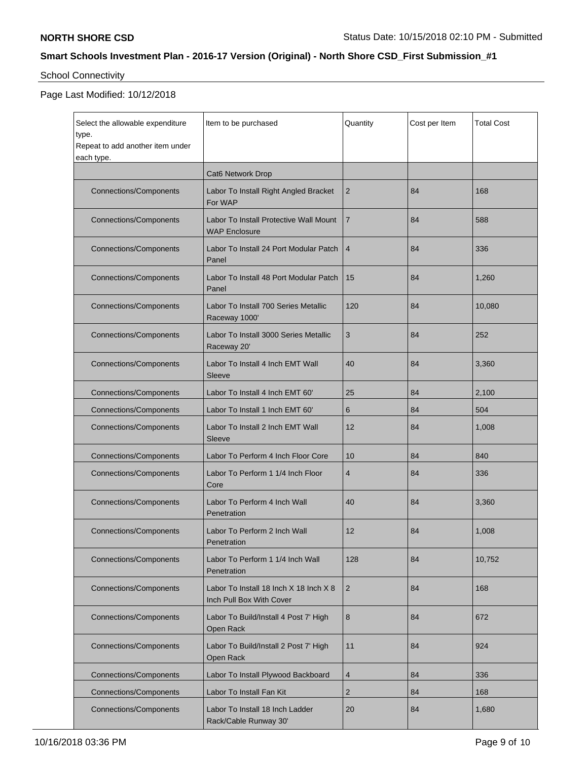**NORTH SHORE CSD**

Status Date: 10/15/2018 02:10 PM - Submitted

## Smart Schools Investment Plan - 2016-17 Version (Original) - North Shore CSD_First Submission_#1

School Connectivity

Page Last Modified: 10/12/2018

| Select the allowable expenditure type. Repeat to add another item under each type. | Item to be purchased | Quantity | Cost per Item | Total Cost |
|---|---|---|---|---|
| | Cat6 Network Drop | | | |
| Connections/Components | Labor To Install Right Angled Bracket For WAP | 2 | 84 | 168 |
| Connections/Components | Labor To Install Protective Wall Mount WAP Enclosure | 7 | 84 | 588 |
| Connections/Components | Labor To Install 24 Port Modular Patch Panel | 4 | 84 | 336 |
| Connections/Components | Labor To Install 48 Port Modular Patch Panel | 15 | 84 | 1,260 |
| Connections/Components | Labor To Install 700 Series Metallic Raceway 1000' | 120 | 84 | 10,080 |
| Connections/Components | Labor To Install 3000 Series Metallic Raceway 20' | 3 | 84 | 252 |
| Connections/Components | Labor To Install 4 Inch EMT Wall Sleeve | 40 | 84 | 3,360 |
| Connections/Components | Labor To Install 4 Inch EMT 60' | 25 | 84 | 2,100 |
| Connections/Components | Labor To Install 1 Inch EMT 60' | 6 | 84 | 504 |
| Connections/Components | Labor To Install 2 Inch EMT Wall Sleeve | 12 | 84 | 1,008 |
| Connections/Components | Labor To Perform 4 Inch Floor Core | 10 | 84 | 840 |
| Connections/Components | Labor To Perform 1 1/4 Inch Floor Core | 4 | 84 | 336 |
| Connections/Components | Labor To Perform 4 Inch Wall Penetration | 40 | 84 | 3,360 |
| Connections/Components | Labor To Perform 2 Inch Wall Penetration | 12 | 84 | 1,008 |
| Connections/Components | Labor To Perform 1 1/4 Inch Wall Penetration | 128 | 84 | 10,752 |
| Connections/Components | Labor To Install 18 Inch X 18 Inch X 8 Inch Pull Box With Cover | 2 | 84 | 168 |
| Connections/Components | Labor To Build/Install 4 Post 7' High Open Rack | 8 | 84 | 672 |
| Connections/Components | Labor To Build/Install 2 Post 7' High Open Rack | 11 | 84 | 924 |
| Connections/Components | Labor To Install Plywood Backboard | 4 | 84 | 336 |
| Connections/Components | Labor To Install Fan Kit | 2 | 84 | 168 |
| Connections/Components | Labor To Install 18 Inch Ladder Rack/Cable Runway 30' | 20 | 84 | 1,680 |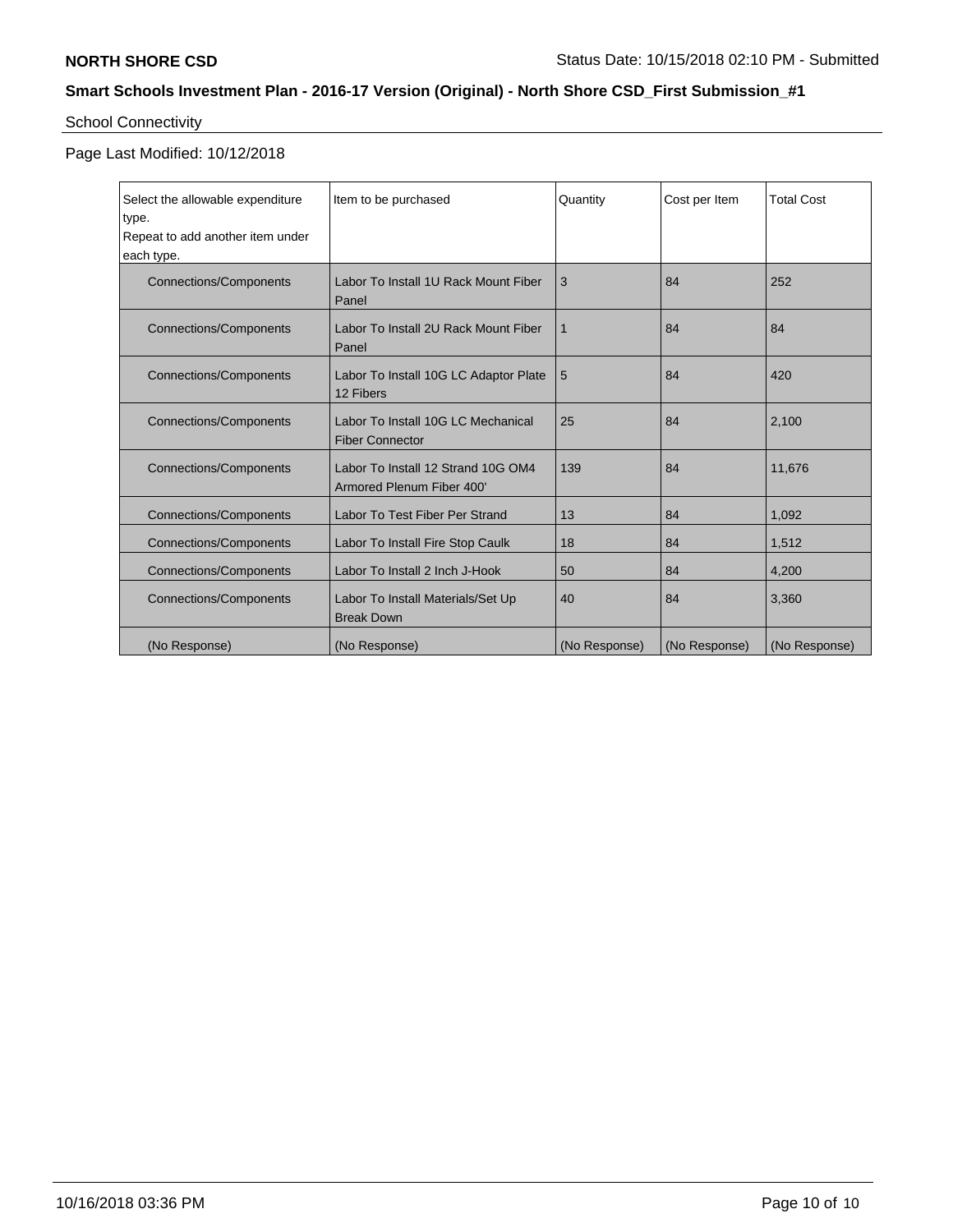School Connectivity

Page Last Modified: 10/12/2018

| Select the allowable expenditure type. Repeat to add another item under each type. | Item to be purchased | Quantity | Cost per Item | Total Cost |
|---|---|---|---|---|
| Connections/Components | Labor To Install 1U Rack Mount Fiber Panel | 3 | 84 | 252 |
| Connections/Components | Labor To Install 2U Rack Mount Fiber Panel | 1 | 84 | 84 |
| Connections/Components | Labor To Install 10G LC Adaptor Plate 12 Fibers | 5 | 84 | 420 |
| Connections/Components | Labor To Install 10G LC Mechanical Fiber Connector | 25 | 84 | 2,100 |
| Connections/Components | Labor To Install 12 Strand 10G OM4 Armored Plenum Fiber 400' | 139 | 84 | 11,676 |
| Connections/Components | Labor To Test Fiber Per Strand | 13 | 84 | 1,092 |
| Connections/Components | Labor To Install Fire Stop Caulk | 18 | 84 | 1,512 |
| Connections/Components | Labor To Install 2 Inch J-Hook | 50 | 84 | 4,200 |
| Connections/Components | Labor To Install Materials/Set Up Break Down | 40 | 84 | 3,360 |
| (No Response) | (No Response) | (No Response) | (No Response) | (No Response) |